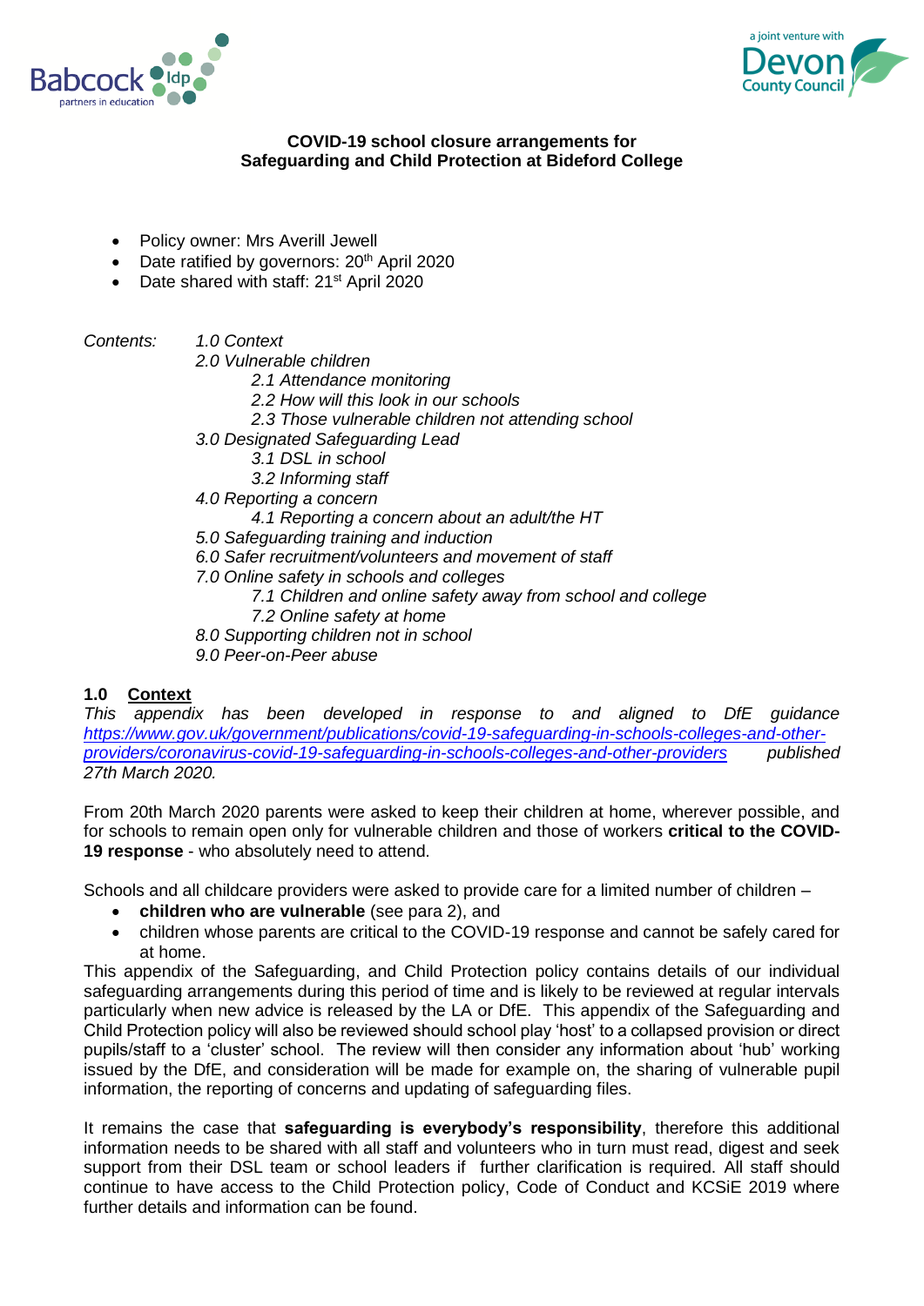**COVID-19 school closure arrangements for Safeguarding and Child Protection at Bideford College**

- Policy owner: Mrs Averill Jewell
- Date ratified by governors: 20th April 2020
- Date shared with staff: 21st April 2020

*Contents:*

- *1.0 Context*
- *2.0 Vulnerable children*
  - *2.1 Attendance monitoring*
  - *2.2 How will this look in our schools*
  - *2.3 Those vulnerable children not attending school*
- *3.0 Designated Safeguarding Lead*
  - *3.1 DSL in school*
  - *3.2 Informing staff*
- *4.0 Reporting a concern*
  - *4.1 Reporting a concern about an adult/the HT*
- *5.0 Safeguarding training and induction*
- *6.0 Safer recruitment/volunteers and movement of staff*
- *7.0 Online safety in schools and colleges*
  - *7.1 Children and online safety away from school and college*
  - *7.2 Online safety at home*
- *8.0 Supporting children not in school*
- *9.0 Peer-on-Peer abuse*

## 1.0 Context

*This appendix has been developed in response to and aligned to DfE guidance [https://www.gov.uk/government/publications/covid-19-safeguarding-in-schools-colleges-and-other-providers/coronavirus-covid-19-safeguarding-in-schools-colleges-and-other-providers](https://www.gov.uk/government/publications/covid-19-safeguarding-in-schools-colleges-and-other-providers/coronavirus-covid-19-safeguarding-in-schools-colleges-and-other-providers) published 27th March 2020.*

From 20th March 2020 parents were asked to keep their children at home, wherever possible, and for schools to remain open only for vulnerable children and those of workers **critical to the COVID-19 response** - who absolutely need to attend.

Schools and all childcare providers were asked to provide care for a limited number of children –

- **children who are vulnerable** (see para 2), and
- children whose parents are critical to the COVID-19 response and cannot be safely cared for at home.

This appendix of the Safeguarding, and Child Protection policy contains details of our individual safeguarding arrangements during this period of time and is likely to be reviewed at regular intervals particularly when new advice is released by the LA or DfE. This appendix of the Safeguarding and Child Protection policy will also be reviewed should school play 'host' to a collapsed provision or direct pupils/staff to a 'cluster' school. The review will then consider any information about 'hub' working issued by the DfE, and consideration will be made for example on, the sharing of vulnerable pupil information, the reporting of concerns and updating of safeguarding files.

It remains the case that **safeguarding is everybody's responsibility**, therefore this additional information needs to be shared with all staff and volunteers who in turn must read, digest and seek support from their DSL team or school leaders if further clarification is required. All staff should continue to have access to the Child Protection policy, Code of Conduct and KCSiE 2019 where further details and information can be found.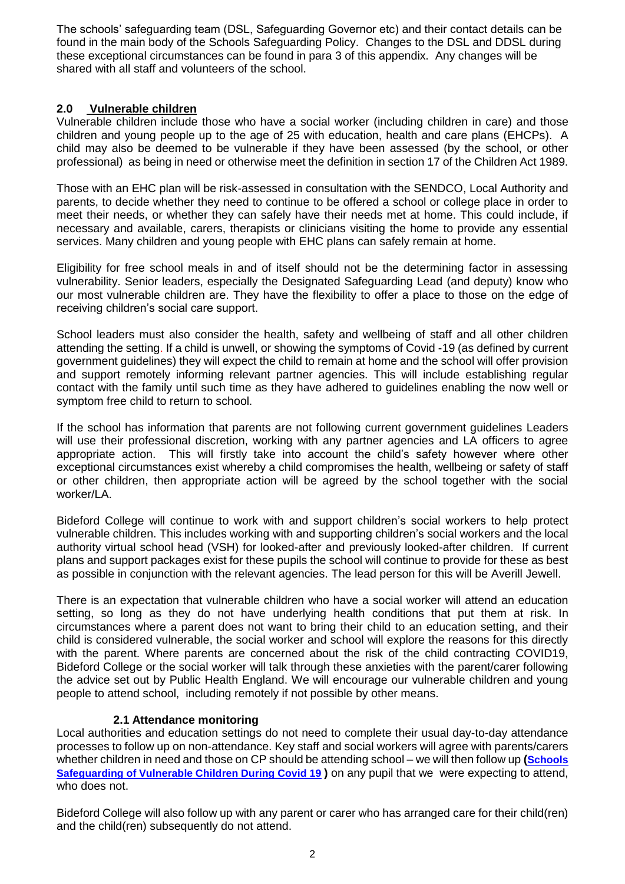The schools' safeguarding team (DSL, Safeguarding Governor etc) and their contact details can be found in the main body of the Schools Safeguarding Policy. Changes to the DSL and DDSL during these exceptional circumstances can be found in para 3 of this appendix. Any changes will be shared with all staff and volunteers of the school.

## 2.0 Vulnerable children

Vulnerable children include those who have a social worker (including children in care) and those children and young people up to the age of 25 with education, health and care plans (EHCPs). A child may also be deemed to be vulnerable if they have been assessed (by the school, or other professional) as being in need or otherwise meet the definition in section 17 of the Children Act 1989.

Those with an EHC plan will be risk-assessed in consultation with the SENDCO, Local Authority and parents, to decide whether they need to continue to be offered a school or college place in order to meet their needs, or whether they can safely have their needs met at home. This could include, if necessary and available, carers, therapists or clinicians visiting the home to provide any essential services. Many children and young people with EHC plans can safely remain at home.

Eligibility for free school meals in and of itself should not be the determining factor in assessing vulnerability. Senior leaders, especially the Designated Safeguarding Lead (and deputy) know who our most vulnerable children are. They have the flexibility to offer a place to those on the edge of receiving children's social care support.

School leaders must also consider the health, safety and wellbeing of staff and all other children attending the setting. If a child is unwell, or showing the symptoms of Covid -19 (as defined by current government guidelines) they will expect the child to remain at home and the school will offer provision and support remotely informing relevant partner agencies. This will include establishing regular contact with the family until such time as they have adhered to guidelines enabling the now well or symptom free child to return to school.

If the school has information that parents are not following current government guidelines Leaders will use their professional discretion, working with any partner agencies and LA officers to agree appropriate action. This will firstly take into account the child's safety however where other exceptional circumstances exist whereby a child compromises the health, wellbeing or safety of staff or other children, then appropriate action will be agreed by the school together with the social worker/LA.

Bideford College will continue to work with and support children's social workers to help protect vulnerable children. This includes working with and supporting children's social workers and the local authority virtual school head (VSH) for looked-after and previously looked-after children. If current plans and support packages exist for these pupils the school will continue to provide for these as best as possible in conjunction with the relevant agencies. The lead person for this will be Averill Jewell.

There is an expectation that vulnerable children who have a social worker will attend an education setting, so long as they do not have underlying health conditions that put them at risk. In circumstances where a parent does not want to bring their child to an education setting, and their child is considered vulnerable, the social worker and school will explore the reasons for this directly with the parent. Where parents are concerned about the risk of the child contracting COVID19, Bideford College or the social worker will talk through these anxieties with the parent/carer following the advice set out by Public Health England. We will encourage our vulnerable children and young people to attend school, including remotely if not possible by other means.

### 2.1 Attendance monitoring

Local authorities and education settings do not need to complete their usual day-to-day attendance processes to follow up on non-attendance. Key staff and social workers will agree with parents/carers whether children in need and those on CP should be attending school – we will then follow up **(Schools Safeguarding of Vulnerable Children During Covid 19)** on any pupil that we were expecting to attend, who does not.

Bideford College will also follow up with any parent or carer who has arranged care for their child(ren) and the child(ren) subsequently do not attend.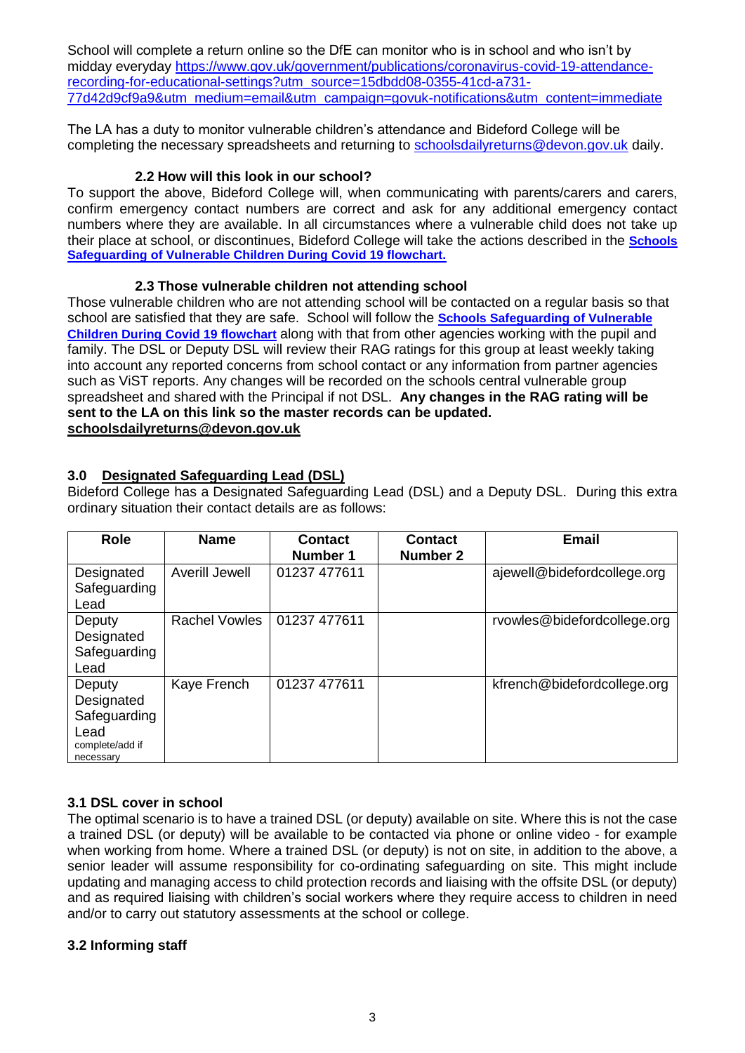School will complete a return online so the DfE can monitor who is in school and who isn't by midday everyday https://www.gov.uk/government/publications/coronavirus-covid-19-attendance-recording-for-educational-settings?utm_source=15dbdd08-0355-41cd-a731-77d42d9cf9a9&utm_medium=email&utm_campaign=govuk-notifications&utm_content=immediate

The LA has a duty to monitor vulnerable children's attendance and Bideford College will be completing the necessary spreadsheets and returning to schoolsdailyreturns@devon.gov.uk daily.

### 2.2 How will this look in our school?

To support the above, Bideford College will, when communicating with parents/carers and carers, confirm emergency contact numbers are correct and ask for any additional emergency contact numbers where they are available. In all circumstances where a vulnerable child does not take up their place at school, or discontinues, Bideford College will take the actions described in the **Schools Safeguarding of Vulnerable Children During Covid 19 flowchart.**

### 2.3 Those vulnerable children not attending school

Those vulnerable children who are not attending school will be contacted on a regular basis so that school are satisfied that they are safe. School will follow the **Schools Safeguarding of Vulnerable Children During Covid 19 flowchart** along with that from other agencies working with the pupil and family. The DSL or Deputy DSL will review their RAG ratings for this group at least weekly taking into account any reported concerns from school contact or any information from partner agencies such as ViST reports. Any changes will be recorded on the schools central vulnerable group spreadsheet and shared with the Principal if not DSL. **Any changes in the RAG rating will be sent to the LA on this link so the master records can be updated. schoolsdailyreturns@devon.gov.uk**

## 3.0 Designated Safeguarding Lead (DSL)

Bideford College has a Designated Safeguarding Lead (DSL) and a Deputy DSL. During this extra ordinary situation their contact details are as follows:

| Role | Name | Contact Number 1 | Contact Number 2 | Email |
|---|---|---|---|---|
| Designated Safeguarding Lead | Averill Jewell | 01237 477611 | | ajewell@bidefordcollege.org |
| Deputy Designated Safeguarding Lead | Rachel Vowles | 01237 477611 | | rvowles@bidefordcollege.org |
| Deputy Designated Safeguarding Lead complete/add if necessary | Kaye French | 01237 477611 | | kfrench@bidefordcollege.org |

### 3.1 DSL cover in school

The optimal scenario is to have a trained DSL (or deputy) available on site. Where this is not the case a trained DSL (or deputy) will be available to be contacted via phone or online video - for example when working from home. Where a trained DSL (or deputy) is not on site, in addition to the above, a senior leader will assume responsibility for co-ordinating safeguarding on site. This might include updating and managing access to child protection records and liaising with the offsite DSL (or deputy) and as required liaising with children's social workers where they require access to children in need and/or to carry out statutory assessments at the school or college.

### 3.2 Informing staff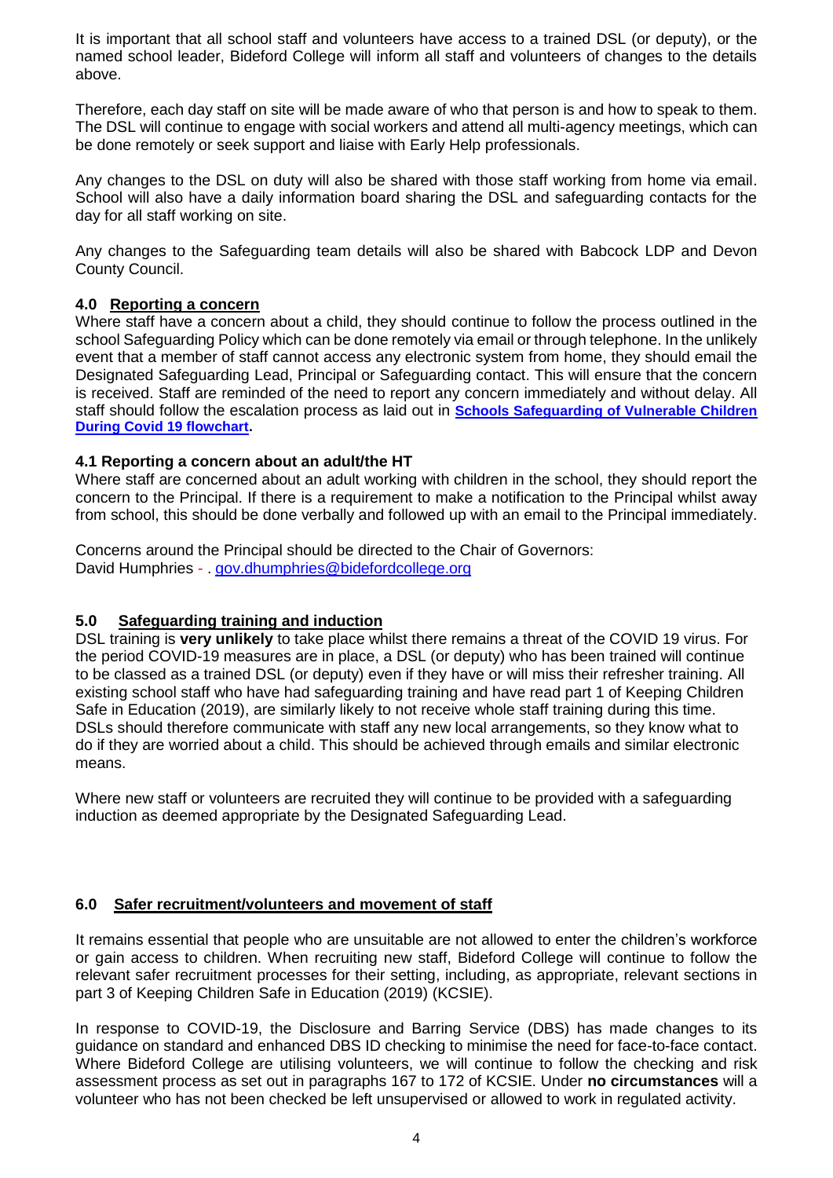It is important that all school staff and volunteers have access to a trained DSL (or deputy), or the named school leader, Bideford College will inform all staff and volunteers of changes to the details above.

Therefore, each day staff on site will be made aware of who that person is and how to speak to them. The DSL will continue to engage with social workers and attend all multi-agency meetings, which can be done remotely or seek support and liaise with Early Help professionals.

Any changes to the DSL on duty will also be shared with those staff working from home via email. School will also have a daily information board sharing the DSL and safeguarding contacts for the day for all staff working on site.

Any changes to the Safeguarding team details will also be shared with Babcock LDP and Devon County Council.

## 4.0 Reporting a concern

Where staff have a concern about a child, they should continue to follow the process outlined in the school Safeguarding Policy which can be done remotely via email or through telephone. In the unlikely event that a member of staff cannot access any electronic system from home, they should email the Designated Safeguarding Lead, Principal or Safeguarding contact. This will ensure that the concern is received. Staff are reminded of the need to report any concern immediately and without delay. All staff should follow the escalation process as laid out in **Schools Safeguarding of Vulnerable Children During Covid 19 flowchart.**

### 4.1 Reporting a concern about an adult/the HT

Where staff are concerned about an adult working with children in the school, they should report the concern to the Principal. If there is a requirement to make a notification to the Principal whilst away from school, this should be done verbally and followed up with an email to the Principal immediately.

Concerns around the Principal should be directed to the Chair of Governors:
David Humphries - . gov.dhumphries@bidefordcollege.org

## 5.0 Safeguarding training and induction

DSL training is **very unlikely** to take place whilst there remains a threat of the COVID 19 virus. For the period COVID-19 measures are in place, a DSL (or deputy) who has been trained will continue to be classed as a trained DSL (or deputy) even if they have or will miss their refresher training. All existing school staff who have had safeguarding training and have read part 1 of Keeping Children Safe in Education (2019), are similarly likely to not receive whole staff training during this time. DSLs should therefore communicate with staff any new local arrangements, so they know what to do if they are worried about a child. This should be achieved through emails and similar electronic means.

Where new staff or volunteers are recruited they will continue to be provided with a safeguarding induction as deemed appropriate by the Designated Safeguarding Lead.

## 6.0 Safer recruitment/volunteers and movement of staff

It remains essential that people who are unsuitable are not allowed to enter the children's workforce or gain access to children. When recruiting new staff, Bideford College will continue to follow the relevant safer recruitment processes for their setting, including, as appropriate, relevant sections in part 3 of Keeping Children Safe in Education (2019) (KCSIE).

In response to COVID-19, the Disclosure and Barring Service (DBS) has made changes to its guidance on standard and enhanced DBS ID checking to minimise the need for face-to-face contact. Where Bideford College are utilising volunteers, we will continue to follow the checking and risk assessment process as set out in paragraphs 167 to 172 of KCSIE. Under **no circumstances** will a volunteer who has not been checked be left unsupervised or allowed to work in regulated activity.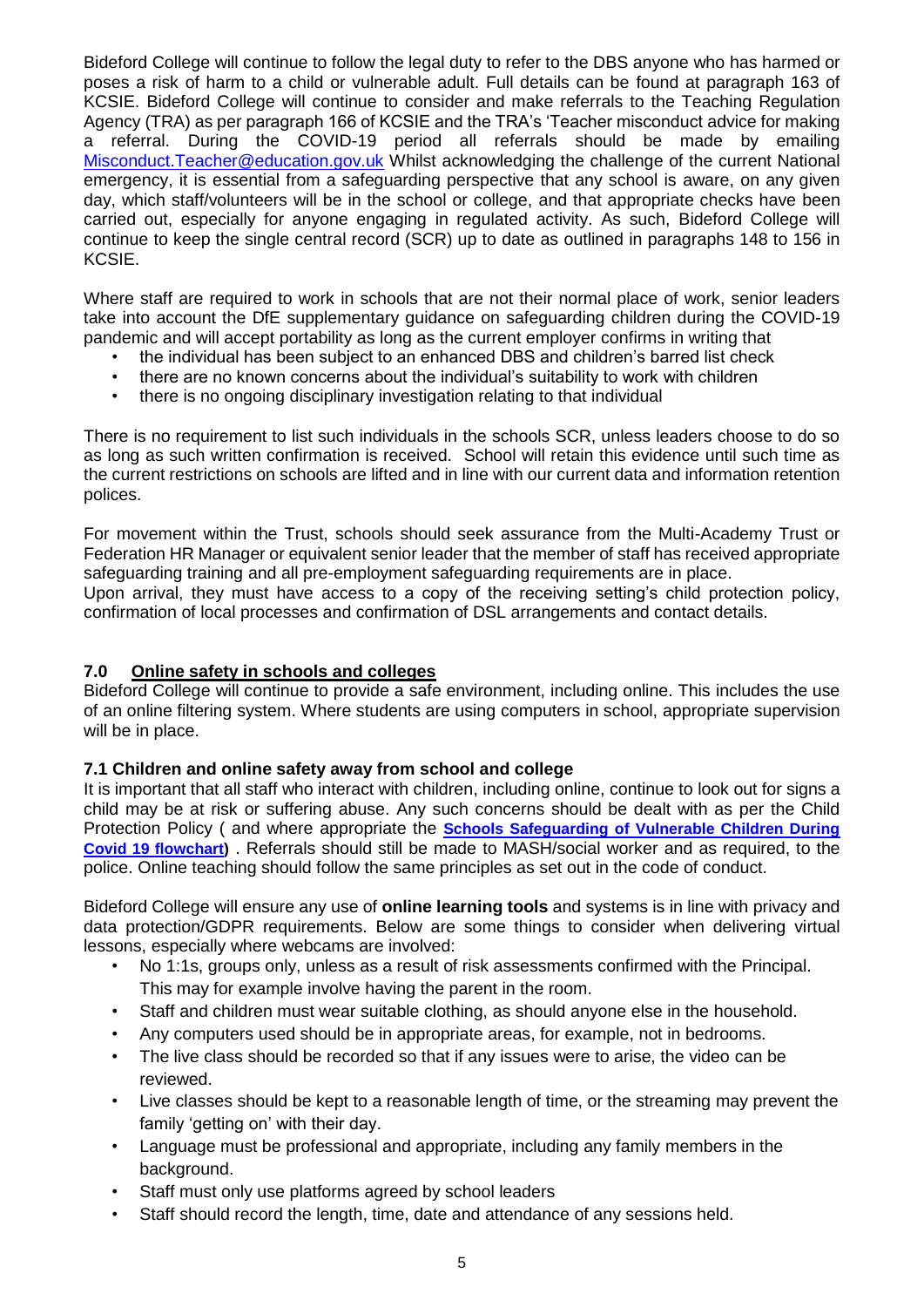Bideford College will continue to follow the legal duty to refer to the DBS anyone who has harmed or poses a risk of harm to a child or vulnerable adult. Full details can be found at paragraph 163 of KCSIE. Bideford College will continue to consider and make referrals to the Teaching Regulation Agency (TRA) as per paragraph 166 of KCSIE and the TRA's 'Teacher misconduct advice for making a referral. During the COVID-19 period all referrals should be made by emailing Misconduct.Teacher@education.gov.uk Whilst acknowledging the challenge of the current National emergency, it is essential from a safeguarding perspective that any school is aware, on any given day, which staff/volunteers will be in the school or college, and that appropriate checks have been carried out, especially for anyone engaging in regulated activity. As such, Bideford College will continue to keep the single central record (SCR) up to date as outlined in paragraphs 148 to 156 in KCSIE.

Where staff are required to work in schools that are not their normal place of work, senior leaders take into account the DfE supplementary guidance on safeguarding children during the COVID-19 pandemic and will accept portability as long as the current employer confirms in writing that

- the individual has been subject to an enhanced DBS and children's barred list check
- there are no known concerns about the individual's suitability to work with children
- there is no ongoing disciplinary investigation relating to that individual

There is no requirement to list such individuals in the schools SCR, unless leaders choose to do so as long as such written confirmation is received. School will retain this evidence until such time as the current restrictions on schools are lifted and in line with our current data and information retention polices.

For movement within the Trust, schools should seek assurance from the Multi-Academy Trust or Federation HR Manager or equivalent senior leader that the member of staff has received appropriate safeguarding training and all pre-employment safeguarding requirements are in place.
Upon arrival, they must have access to a copy of the receiving setting's child protection policy, confirmation of local processes and confirmation of DSL arrangements and contact details.

## 7.0 Online safety in schools and colleges

Bideford College will continue to provide a safe environment, including online. This includes the use of an online filtering system. Where students are using computers in school, appropriate supervision will be in place.

### 7.1 Children and online safety away from school and college

It is important that all staff who interact with children, including online, continue to look out for signs a child may be at risk or suffering abuse. Any such concerns should be dealt with as per the Child Protection Policy ( and where appropriate the **Schools Safeguarding of Vulnerable Children During Covid 19 flowchart**) . Referrals should still be made to MASH/social worker and as required, to the police. Online teaching should follow the same principles as set out in the code of conduct.

Bideford College will ensure any use of **online learning tools** and systems is in line with privacy and data protection/GDPR requirements. Below are some things to consider when delivering virtual lessons, especially where webcams are involved:

- No 1:1s, groups only, unless as a result of risk assessments confirmed with the Principal. This may for example involve having the parent in the room.
- Staff and children must wear suitable clothing, as should anyone else in the household.
- Any computers used should be in appropriate areas, for example, not in bedrooms.
- The live class should be recorded so that if any issues were to arise, the video can be reviewed.
- Live classes should be kept to a reasonable length of time, or the streaming may prevent the family 'getting on' with their day.
- Language must be professional and appropriate, including any family members in the background.
- Staff must only use platforms agreed by school leaders
- Staff should record the length, time, date and attendance of any sessions held.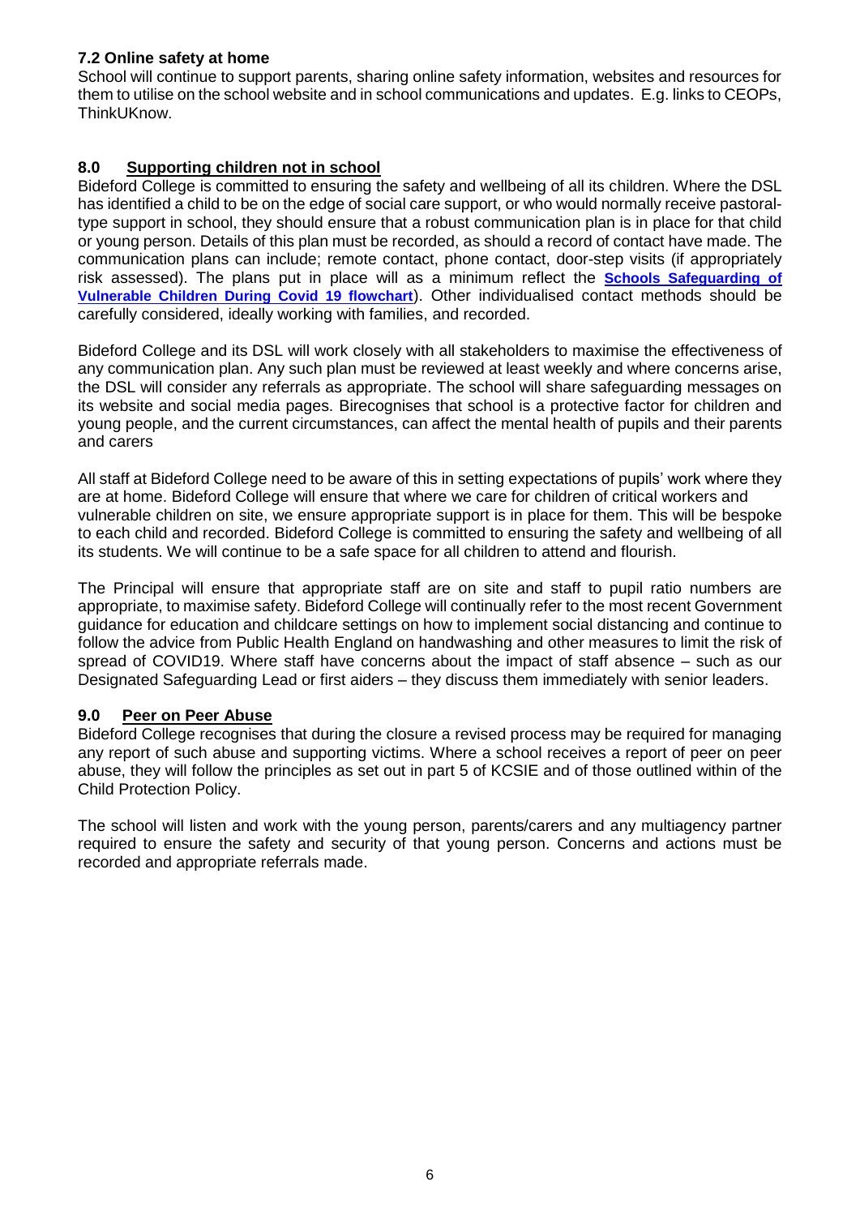### 7.2 Online safety at home

School will continue to support parents, sharing online safety information, websites and resources for them to utilise on the school website and in school communications and updates. E.g. links to CEOPs, ThinkUKnow.

## 8.0 Supporting children not in school

Bideford College is committed to ensuring the safety and wellbeing of all its children. Where the DSL has identified a child to be on the edge of social care support, or who would normally receive pastoral-type support in school, they should ensure that a robust communication plan is in place for that child or young person. Details of this plan must be recorded, as should a record of contact have made. The communication plans can include; remote contact, phone contact, door-step visits (if appropriately risk assessed). The plans put in place will as a minimum reflect the **Schools Safeguarding of Vulnerable Children During Covid 19 flowchart**). Other individualised contact methods should be carefully considered, ideally working with families, and recorded.

Bideford College and its DSL will work closely with all stakeholders to maximise the effectiveness of any communication plan. Any such plan must be reviewed at least weekly and where concerns arise, the DSL will consider any referrals as appropriate. The school will share safeguarding messages on its website and social media pages. Birecognises that school is a protective factor for children and young people, and the current circumstances, can affect the mental health of pupils and their parents and carers

All staff at Bideford College need to be aware of this in setting expectations of pupils' work where they are at home. Bideford College will ensure that where we care for children of critical workers and vulnerable children on site, we ensure appropriate support is in place for them. This will be bespoke to each child and recorded. Bideford College is committed to ensuring the safety and wellbeing of all its students. We will continue to be a safe space for all children to attend and flourish.

The Principal will ensure that appropriate staff are on site and staff to pupil ratio numbers are appropriate, to maximise safety. Bideford College will continually refer to the most recent Government guidance for education and childcare settings on how to implement social distancing and continue to follow the advice from Public Health England on handwashing and other measures to limit the risk of spread of COVID19. Where staff have concerns about the impact of staff absence – such as our Designated Safeguarding Lead or first aiders – they discuss them immediately with senior leaders.

## 9.0 Peer on Peer Abuse

Bideford College recognises that during the closure a revised process may be required for managing any report of such abuse and supporting victims. Where a school receives a report of peer on peer abuse, they will follow the principles as set out in part 5 of KCSIE and of those outlined within of the Child Protection Policy.

The school will listen and work with the young person, parents/carers and any multiagency partner required to ensure the safety and security of that young person. Concerns and actions must be recorded and appropriate referrals made.